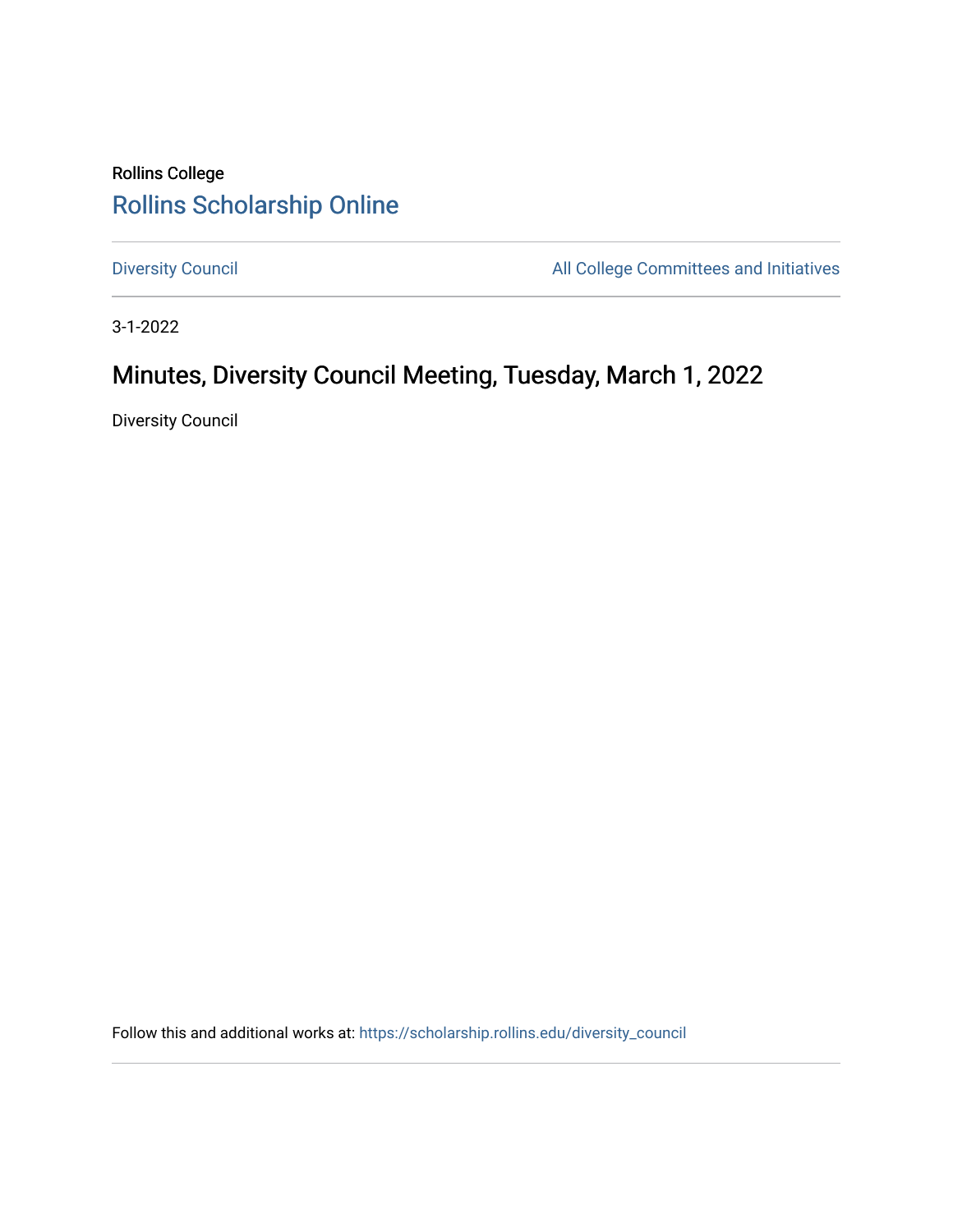Rollins College

[Rollins Scholarship Online](https://scholarship.rollins.edu/)

---

[Diversity Council](https://scholarship.rollins.edu/diversity_council) [All College Committees and Initiatives](https://scholarship.rollins.edu/committees)

---

3-1-2022

# Minutes, Diversity Council Meeting, Tuesday, March 1, 2022

Diversity Council

Follow this and additional works at: [https://scholarship.rollins.edu/diversity_council](https://scholarship.rollins.edu/diversity_council)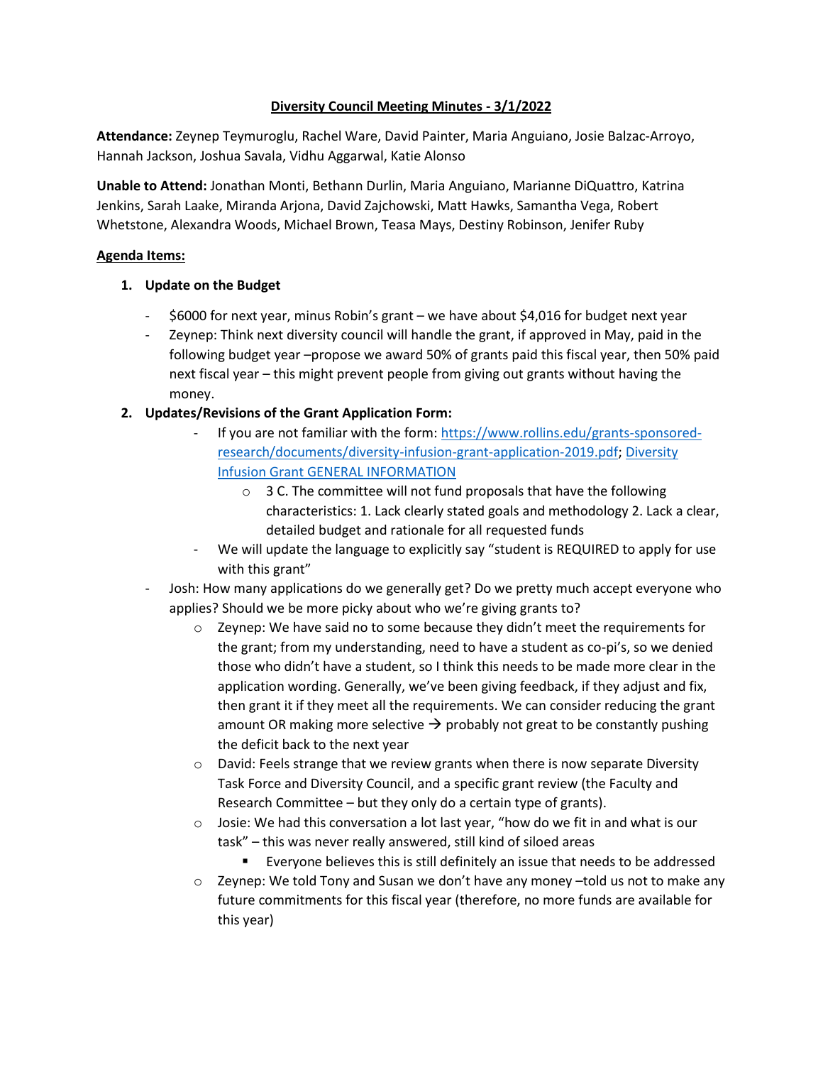## Diversity Council Meeting Minutes - 3/1/2022

**Attendance:** Zeynep Teymuroglu, Rachel Ware, David Painter, Maria Anguiano, Josie Balzac-Arroyo, Hannah Jackson, Joshua Savala, Vidhu Aggarwal, Katie Alonso

**Unable to Attend:** Jonathan Monti, Bethann Durlin, Maria Anguiano, Marianne DiQuattro, Katrina Jenkins, Sarah Laake, Miranda Arjona, David Zajchowski, Matt Hawks, Samantha Vega, Robert Whetstone, Alexandra Woods, Michael Brown, Teasa Mays, Destiny Robinson, Jenifer Ruby

**Agenda Items:**

1. **Update on the Budget**
   - $6000 for next year, minus Robin's grant – we have about $4,016 for budget next year
   - Zeynep: Think next diversity council will handle the grant, if approved in May, paid in the following budget year –propose we award 50% of grants paid this fiscal year, then 50% paid next fiscal year – this might prevent people from giving out grants without having the money.
2. **Updates/Revisions of the Grant Application Form:**
   - If you are not familiar with the form: [https://www.rollins.edu/grants-sponsored-research/documents/diversity-infusion-grant-application-2019.pdf](https://www.rollins.edu/grants-sponsored-research/documents/diversity-infusion-grant-application-2019.pdf); Diversity Infusion Grant GENERAL INFORMATION
     - 3 C. The committee will not fund proposals that have the following characteristics: 1. Lack clearly stated goals and methodology 2. Lack a clear, detailed budget and rationale for all requested funds
   - We will update the language to explicitly say "student is REQUIRED to apply for use with this grant"
   - Josh: How many applications do we generally get? Do we pretty much accept everyone who applies? Should we be more picky about who we're giving grants to?
     - Zeynep: We have said no to some because they didn't meet the requirements for the grant; from my understanding, need to have a student as co-pi's, so we denied those who didn't have a student, so I think this needs to be made more clear in the application wording. Generally, we've been giving feedback, if they adjust and fix, then grant it if they meet all the requirements. We can consider reducing the grant amount OR making more selective → probably not great to be constantly pushing the deficit back to the next year
     - David: Feels strange that we review grants when there is now separate Diversity Task Force and Diversity Council, and a specific grant review (the Faculty and Research Committee – but they only do a certain type of grants).
     - Josie: We had this conversation a lot last year, "how do we fit in and what is our task" – this was never really answered, still kind of siloed areas
       - Everyone believes this is still definitely an issue that needs to be addressed
     - Zeynep: We told Tony and Susan we don't have any money –told us not to make any future commitments for this fiscal year (therefore, no more funds are available for this year)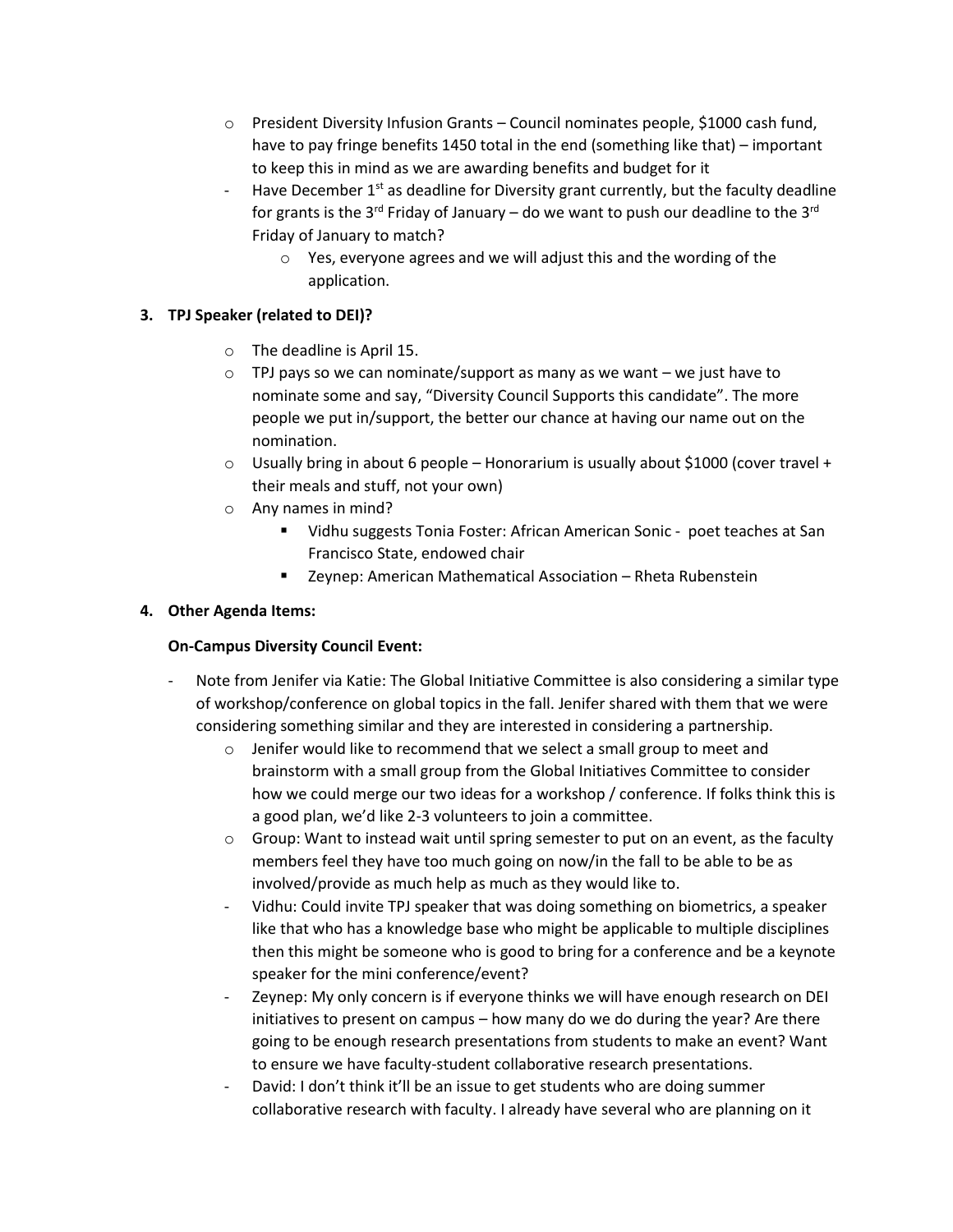- President Diversity Infusion Grants – Council nominates people, $1000 cash fund, have to pay fringe benefits 1450 total in the end (something like that) – important to keep this in mind as we are awarding benefits and budget for it
- Have December 1st as deadline for Diversity grant currently, but the faculty deadline for grants is the 3rd Friday of January – do we want to push our deadline to the 3rd Friday of January to match?
  - Yes, everyone agrees and we will adjust this and the wording of the application.

**3. TPJ Speaker (related to DEI)?**

- The deadline is April 15.
- TPJ pays so we can nominate/support as many as we want – we just have to nominate some and say, "Diversity Council Supports this candidate". The more people we put in/support, the better our chance at having our name out on the nomination.
- Usually bring in about 6 people – Honorarium is usually about $1000 (cover travel + their meals and stuff, not your own)
- Any names in mind?
  - Vidhu suggests Tonia Foster: African American Sonic - poet teaches at San Francisco State, endowed chair
  - Zeynep: American Mathematical Association – Rheta Rubenstein

**4. Other Agenda Items:**

**On-Campus Diversity Council Event:**

- Note from Jenifer via Katie: The Global Initiative Committee is also considering a similar type of workshop/conference on global topics in the fall. Jenifer shared with them that we were considering something similar and they are interested in considering a partnership.
  - Jenifer would like to recommend that we select a small group to meet and brainstorm with a small group from the Global Initiatives Committee to consider how we could merge our two ideas for a workshop / conference. If folks think this is a good plan, we'd like 2-3 volunteers to join a committee.
  - Group: Want to instead wait until spring semester to put on an event, as the faculty members feel they have too much going on now/in the fall to be able to be as involved/provide as much help as much as they would like to.
- Vidhu: Could invite TPJ speaker that was doing something on biometrics, a speaker like that who has a knowledge base who might be applicable to multiple disciplines then this might be someone who is good to bring for a conference and be a keynote speaker for the mini conference/event?
- Zeynep: My only concern is if everyone thinks we will have enough research on DEI initiatives to present on campus – how many do we do during the year? Are there going to be enough research presentations from students to make an event? Want to ensure we have faculty-student collaborative research presentations.
- David: I don't think it'll be an issue to get students who are doing summer collaborative research with faculty. I already have several who are planning on it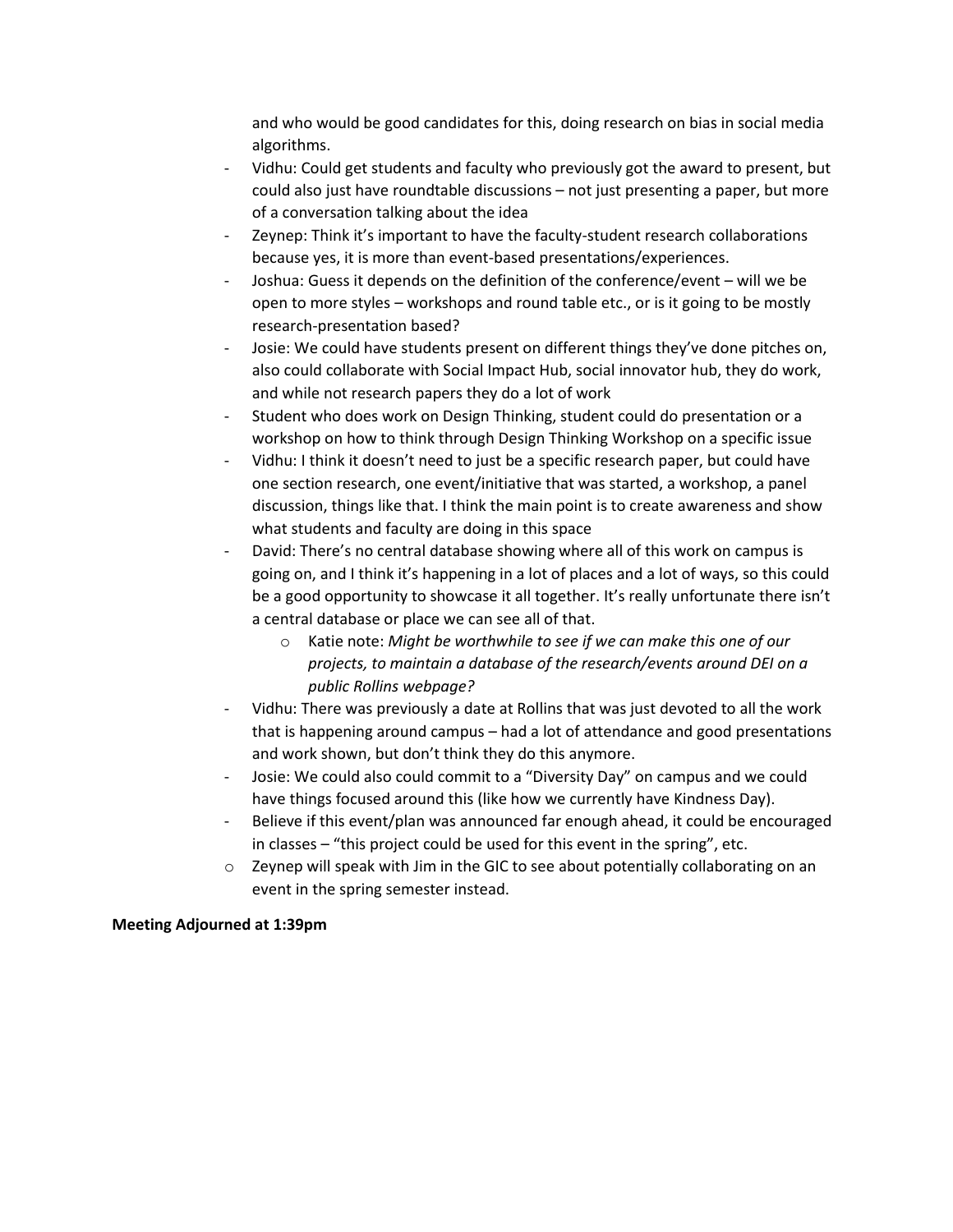and who would be good candidates for this, doing research on bias in social media algorithms.

- Vidhu: Could get students and faculty who previously got the award to present, but could also just have roundtable discussions – not just presenting a paper, but more of a conversation talking about the idea
- Zeynep: Think it's important to have the faculty-student research collaborations because yes, it is more than event-based presentations/experiences.
- Joshua: Guess it depends on the definition of the conference/event – will we be open to more styles – workshops and round table etc., or is it going to be mostly research-presentation based?
- Josie: We could have students present on different things they've done pitches on, also could collaborate with Social Impact Hub, social innovator hub, they do work, and while not research papers they do a lot of work
- Student who does work on Design Thinking, student could do presentation or a workshop on how to think through Design Thinking Workshop on a specific issue
- Vidhu: I think it doesn't need to just be a specific research paper, but could have one section research, one event/initiative that was started, a workshop, a panel discussion, things like that. I think the main point is to create awareness and show what students and faculty are doing in this space
- David: There's no central database showing where all of this work on campus is going on, and I think it's happening in a lot of places and a lot of ways, so this could be a good opportunity to showcase it all together. It's really unfortunate there isn't a central database or place we can see all of that.
    - Katie note: *Might be worthwhile to see if we can make this one of our projects, to maintain a database of the research/events around DEI on a public Rollins webpage?*
- Vidhu: There was previously a date at Rollins that was just devoted to all the work that is happening around campus – had a lot of attendance and good presentations and work shown, but don't think they do this anymore.
- Josie: We could also could commit to a "Diversity Day" on campus and we could have things focused around this (like how we currently have Kindness Day).
- Believe if this event/plan was announced far enough ahead, it could be encouraged in classes – "this project could be used for this event in the spring", etc.

- Zeynep will speak with Jim in the GIC to see about potentially collaborating on an event in the spring semester instead.

**Meeting Adjourned at 1:39pm**